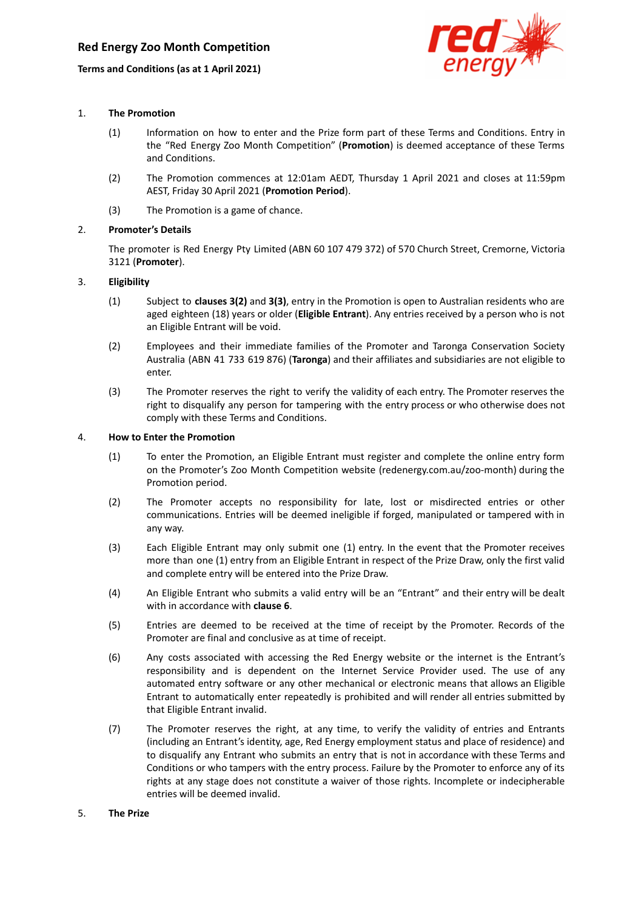# Red Energy Zoo Month Competition

**Terms and Conditions (as at 1 April 2021)**

1. **The Promotion**

   (1) Information on how to enter and the Prize form part of these Terms and Conditions. Entry in the "Red Energy Zoo Month Competition" (**Promotion**) is deemed acceptance of these Terms and Conditions.

   (2) The Promotion commences at 12:01am AEDT, Thursday 1 April 2021 and closes at 11:59pm AEST, Friday 30 April 2021 (**Promotion Period**).

   (3) The Promotion is a game of chance.

2. **Promoter's Details**

   The promoter is Red Energy Pty Limited (ABN 60 107 479 372) of 570 Church Street, Cremorne, Victoria 3121 (**Promoter**).

3. **Eligibility**

   (1) Subject to **clauses 3(2)** and **3(3)**, entry in the Promotion is open to Australian residents who are aged eighteen (18) years or older (**Eligible Entrant**). Any entries received by a person who is not an Eligible Entrant will be void.

   (2) Employees and their immediate families of the Promoter and Taronga Conservation Society Australia (ABN 41 733 619 876) (**Taronga**) and their affiliates and subsidiaries are not eligible to enter.

   (3) The Promoter reserves the right to verify the validity of each entry. The Promoter reserves the right to disqualify any person for tampering with the entry process or who otherwise does not comply with these Terms and Conditions.

4. **How to Enter the Promotion**

   (1) To enter the Promotion, an Eligible Entrant must register and complete the online entry form on the Promoter's Zoo Month Competition website (redenergy.com.au/zoo-month) during the Promotion period.

   (2) The Promoter accepts no responsibility for late, lost or misdirected entries or other communications. Entries will be deemed ineligible if forged, manipulated or tampered with in any way.

   (3) Each Eligible Entrant may only submit one (1) entry. In the event that the Promoter receives more than one (1) entry from an Eligible Entrant in respect of the Prize Draw, only the first valid and complete entry will be entered into the Prize Draw.

   (4) An Eligible Entrant who submits a valid entry will be an "Entrant" and their entry will be dealt with in accordance with **clause 6**.

   (5) Entries are deemed to be received at the time of receipt by the Promoter. Records of the Promoter are final and conclusive as at time of receipt.

   (6) Any costs associated with accessing the Red Energy website or the internet is the Entrant's responsibility and is dependent on the Internet Service Provider used. The use of any automated entry software or any other mechanical or electronic means that allows an Eligible Entrant to automatically enter repeatedly is prohibited and will render all entries submitted by that Eligible Entrant invalid.

   (7) The Promoter reserves the right, at any time, to verify the validity of entries and Entrants (including an Entrant's identity, age, Red Energy employment status and place of residence) and to disqualify any Entrant who submits an entry that is not in accordance with these Terms and Conditions or who tampers with the entry process. Failure by the Promoter to enforce any of its rights at any stage does not constitute a waiver of those rights. Incomplete or indecipherable entries will be deemed invalid.

5. **The Prize**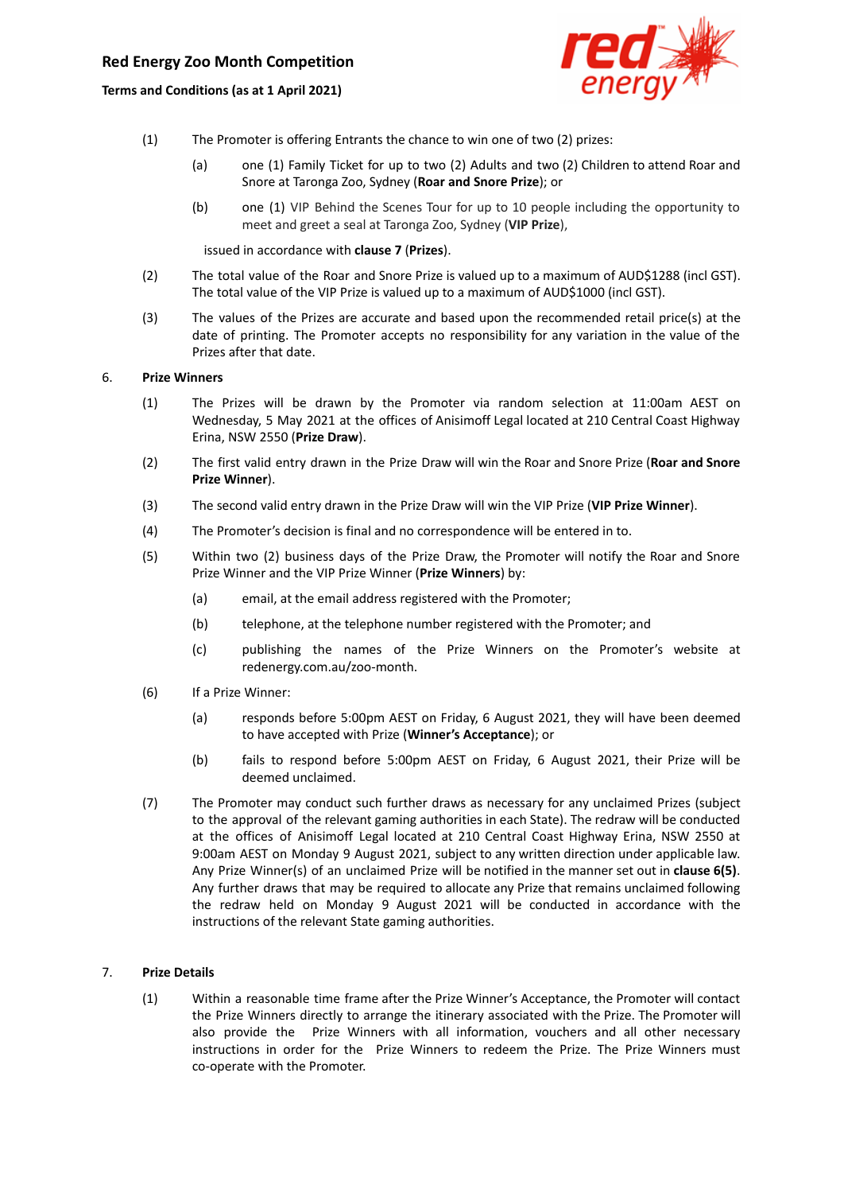(1) The Promoter is offering Entrants the chance to win one of two (2) prizes:

   (a) one (1) Family Ticket for up to two (2) Adults and two (2) Children to attend Roar and Snore at Taronga Zoo, Sydney (**Roar and Snore Prize**); or

   (b) one (1) VIP Behind the Scenes Tour for up to 10 people including the opportunity to meet and greet a seal at Taronga Zoo, Sydney (**VIP Prize**),

   issued in accordance with **clause 7** (**Prizes**).

(2) The total value of the Roar and Snore Prize is valued up to a maximum of AUD$1288 (incl GST). The total value of the VIP Prize is valued up to a maximum of AUD$1000 (incl GST).

(3) The values of the Prizes are accurate and based upon the recommended retail price(s) at the date of printing. The Promoter accepts no responsibility for any variation in the value of the Prizes after that date.

## 6. Prize Winners

(1) The Prizes will be drawn by the Promoter via random selection at 11:00am AEST on Wednesday, 5 May 2021 at the offices of Anisimoff Legal located at 210 Central Coast Highway Erina, NSW 2550 (**Prize Draw**).

(2) The first valid entry drawn in the Prize Draw will win the Roar and Snore Prize (**Roar and Snore Prize Winner**).

(3) The second valid entry drawn in the Prize Draw will win the VIP Prize (**VIP Prize Winner**).

(4) The Promoter's decision is final and no correspondence will be entered in to.

(5) Within two (2) business days of the Prize Draw, the Promoter will notify the Roar and Snore Prize Winner and the VIP Prize Winner (**Prize Winners**) by:

   (a) email, at the email address registered with the Promoter;

   (b) telephone, at the telephone number registered with the Promoter; and

   (c) publishing the names of the Prize Winners on the Promoter's website at redenergy.com.au/zoo-month.

(6) If a Prize Winner:

   (a) responds before 5:00pm AEST on Friday, 6 August 2021, they will have been deemed to have accepted with Prize (**Winner's Acceptance**); or

   (b) fails to respond before 5:00pm AEST on Friday, 6 August 2021, their Prize will be deemed unclaimed.

(7) The Promoter may conduct such further draws as necessary for any unclaimed Prizes (subject to the approval of the relevant gaming authorities in each State). The redraw will be conducted at the offices of Anisimoff Legal located at 210 Central Coast Highway Erina, NSW 2550 at 9:00am AEST on Monday 9 August 2021, subject to any written direction under applicable law. Any Prize Winner(s) of an unclaimed Prize will be notified in the manner set out in **clause 6(5)**. Any further draws that may be required to allocate any Prize that remains unclaimed following the redraw held on Monday 9 August 2021 will be conducted in accordance with the instructions of the relevant State gaming authorities.

## 7. Prize Details

(1) Within a reasonable time frame after the Prize Winner's Acceptance, the Promoter will contact the Prize Winners directly to arrange the itinerary associated with the Prize. The Promoter will also provide the Prize Winners with all information, vouchers and all other necessary instructions in order for the Prize Winners to redeem the Prize. The Prize Winners must co-operate with the Promoter.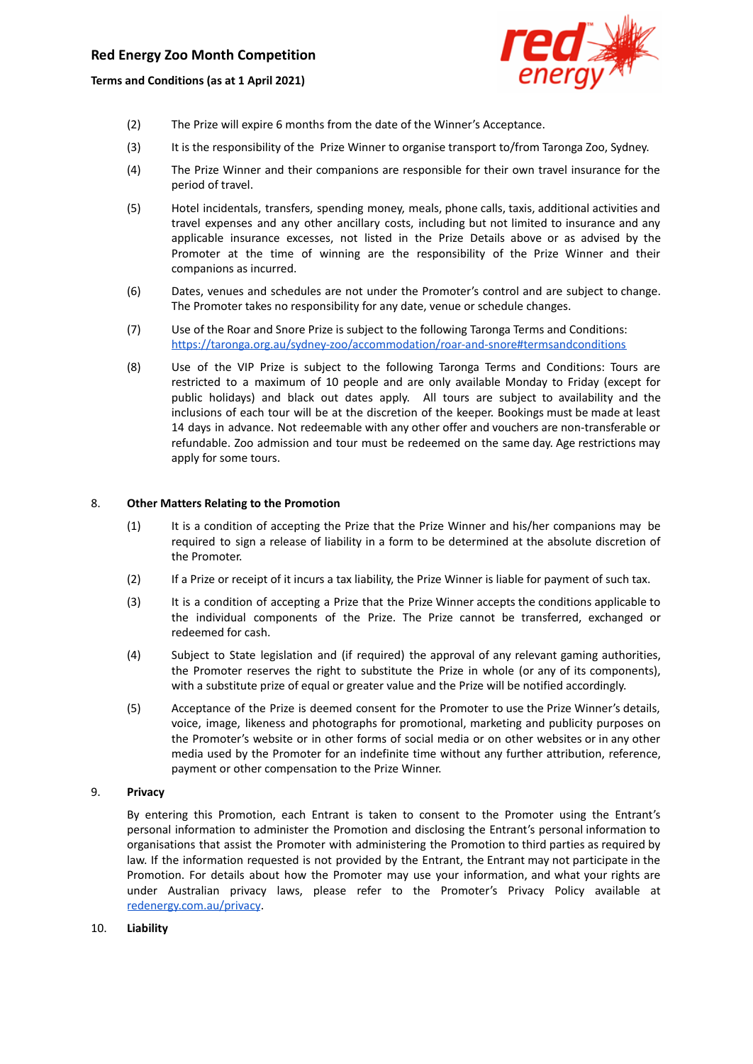(2) The Prize will expire 6 months from the date of the Winner's Acceptance.

(3) It is the responsibility of the Prize Winner to organise transport to/from Taronga Zoo, Sydney.

(4) The Prize Winner and their companions are responsible for their own travel insurance for the period of travel.

(5) Hotel incidentals, transfers, spending money, meals, phone calls, taxis, additional activities and travel expenses and any other ancillary costs, including but not limited to insurance and any applicable insurance excesses, not listed in the Prize Details above or as advised by the Promoter at the time of winning are the responsibility of the Prize Winner and their companions as incurred.

(6) Dates, venues and schedules are not under the Promoter's control and are subject to change. The Promoter takes no responsibility for any date, venue or schedule changes.

(7) Use of the Roar and Snore Prize is subject to the following Taronga Terms and Conditions: [https://taronga.org.au/sydney-zoo/accommodation/roar-and-snore#termsandconditions](https://taronga.org.au/sydney-zoo/accommodation/roar-and-snore#termsandconditions)

(8) Use of the VIP Prize is subject to the following Taronga Terms and Conditions: Tours are restricted to a maximum of 10 people and are only available Monday to Friday (except for public holidays) and black out dates apply. All tours are subject to availability and the inclusions of each tour will be at the discretion of the keeper. Bookings must be made at least 14 days in advance. Not redeemable with any other offer and vouchers are non-transferable or refundable. Zoo admission and tour must be redeemed on the same day. Age restrictions may apply for some tours.

## 8. Other Matters Relating to the Promotion

(1) It is a condition of accepting the Prize that the Prize Winner and his/her companions may be required to sign a release of liability in a form to be determined at the absolute discretion of the Promoter.

(2) If a Prize or receipt of it incurs a tax liability, the Prize Winner is liable for payment of such tax.

(3) It is a condition of accepting a Prize that the Prize Winner accepts the conditions applicable to the individual components of the Prize. The Prize cannot be transferred, exchanged or redeemed for cash.

(4) Subject to State legislation and (if required) the approval of any relevant gaming authorities, the Promoter reserves the right to substitute the Prize in whole (or any of its components), with a substitute prize of equal or greater value and the Prize will be notified accordingly.

(5) Acceptance of the Prize is deemed consent for the Promoter to use the Prize Winner's details, voice, image, likeness and photographs for promotional, marketing and publicity purposes on the Promoter's website or in other forms of social media or on other websites or in any other media used by the Promoter for an indefinite time without any further attribution, reference, payment or other compensation to the Prize Winner.

## 9. Privacy

By entering this Promotion, each Entrant is taken to consent to the Promoter using the Entrant's personal information to administer the Promotion and disclosing the Entrant's personal information to organisations that assist the Promoter with administering the Promotion to third parties as required by law. If the information requested is not provided by the Entrant, the Entrant may not participate in the Promotion. For details about how the Promoter may use your information, and what your rights are under Australian privacy laws, please refer to the Promoter's Privacy Policy available at [redenergy.com.au/privacy](redenergy.com.au/privacy).

## 10. Liability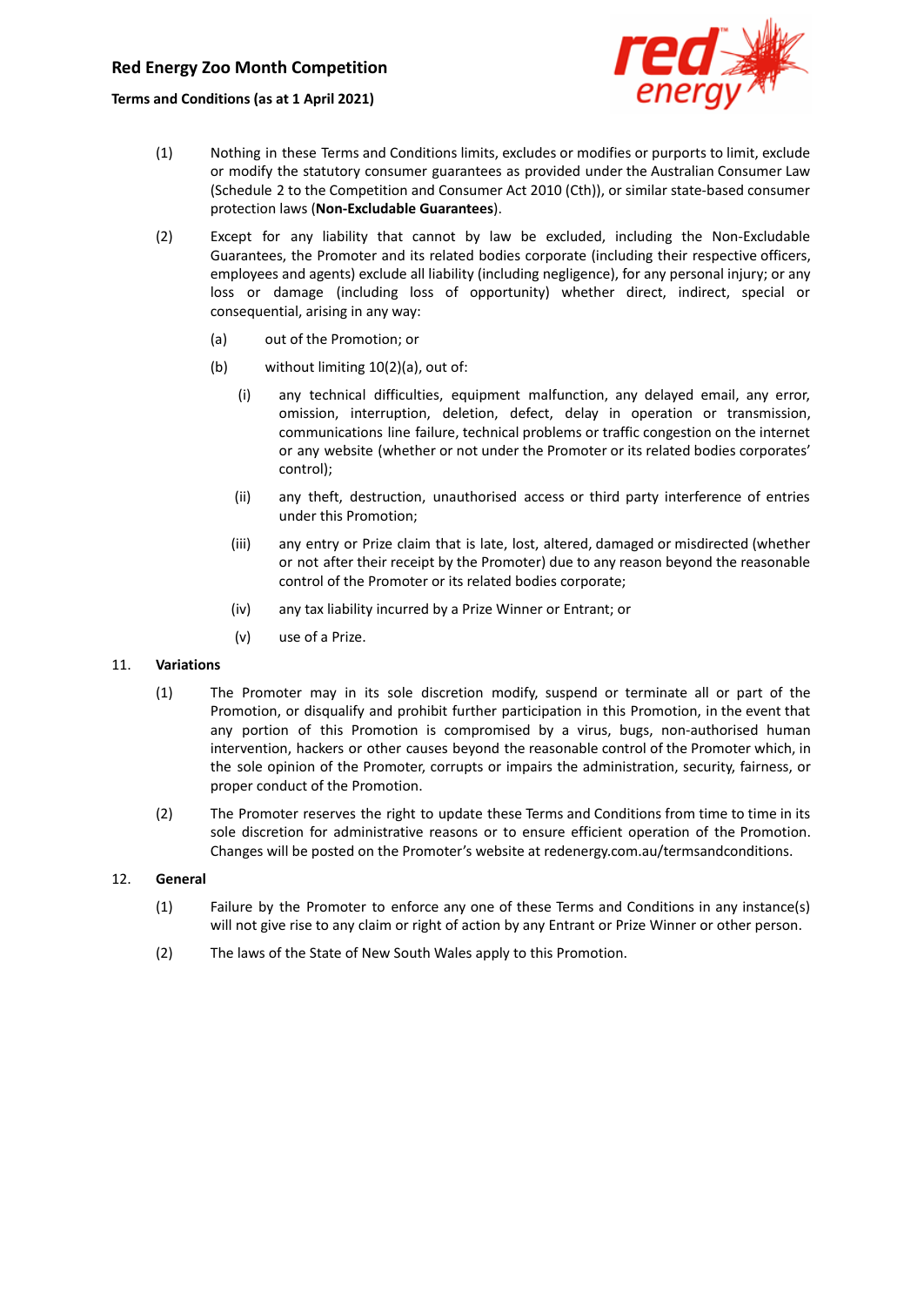(1) Nothing in these Terms and Conditions limits, excludes or modifies or purports to limit, exclude or modify the statutory consumer guarantees as provided under the Australian Consumer Law (Schedule 2 to the Competition and Consumer Act 2010 (Cth)), or similar state-based consumer protection laws (**Non-Excludable Guarantees**).

(2) Except for any liability that cannot by law be excluded, including the Non-Excludable Guarantees, the Promoter and its related bodies corporate (including their respective officers, employees and agents) exclude all liability (including negligence), for any personal injury; or any loss or damage (including loss of opportunity) whether direct, indirect, special or consequential, arising in any way:

  (a) out of the Promotion; or

  (b) without limiting 10(2)(a), out of:

    (i) any technical difficulties, equipment malfunction, any delayed email, any error, omission, interruption, deletion, defect, delay in operation or transmission, communications line failure, technical problems or traffic congestion on the internet or any website (whether or not under the Promoter or its related bodies corporates' control);

    (ii) any theft, destruction, unauthorised access or third party interference of entries under this Promotion;

    (iii) any entry or Prize claim that is late, lost, altered, damaged or misdirected (whether or not after their receipt by the Promoter) due to any reason beyond the reasonable control of the Promoter or its related bodies corporate;

    (iv) any tax liability incurred by a Prize Winner or Entrant; or

    (v) use of a Prize.

## 11. Variations

(1) The Promoter may in its sole discretion modify, suspend or terminate all or part of the Promotion, or disqualify and prohibit further participation in this Promotion, in the event that any portion of this Promotion is compromised by a virus, bugs, non-authorised human intervention, hackers or other causes beyond the reasonable control of the Promoter which, in the sole opinion of the Promoter, corrupts or impairs the administration, security, fairness, or proper conduct of the Promotion.

(2) The Promoter reserves the right to update these Terms and Conditions from time to time in its sole discretion for administrative reasons or to ensure efficient operation of the Promotion. Changes will be posted on the Promoter's website at redenergy.com.au/termsandconditions.

## 12. General

(1) Failure by the Promoter to enforce any one of these Terms and Conditions in any instance(s) will not give rise to any claim or right of action by any Entrant or Prize Winner or other person.

(2) The laws of the State of New South Wales apply to this Promotion.